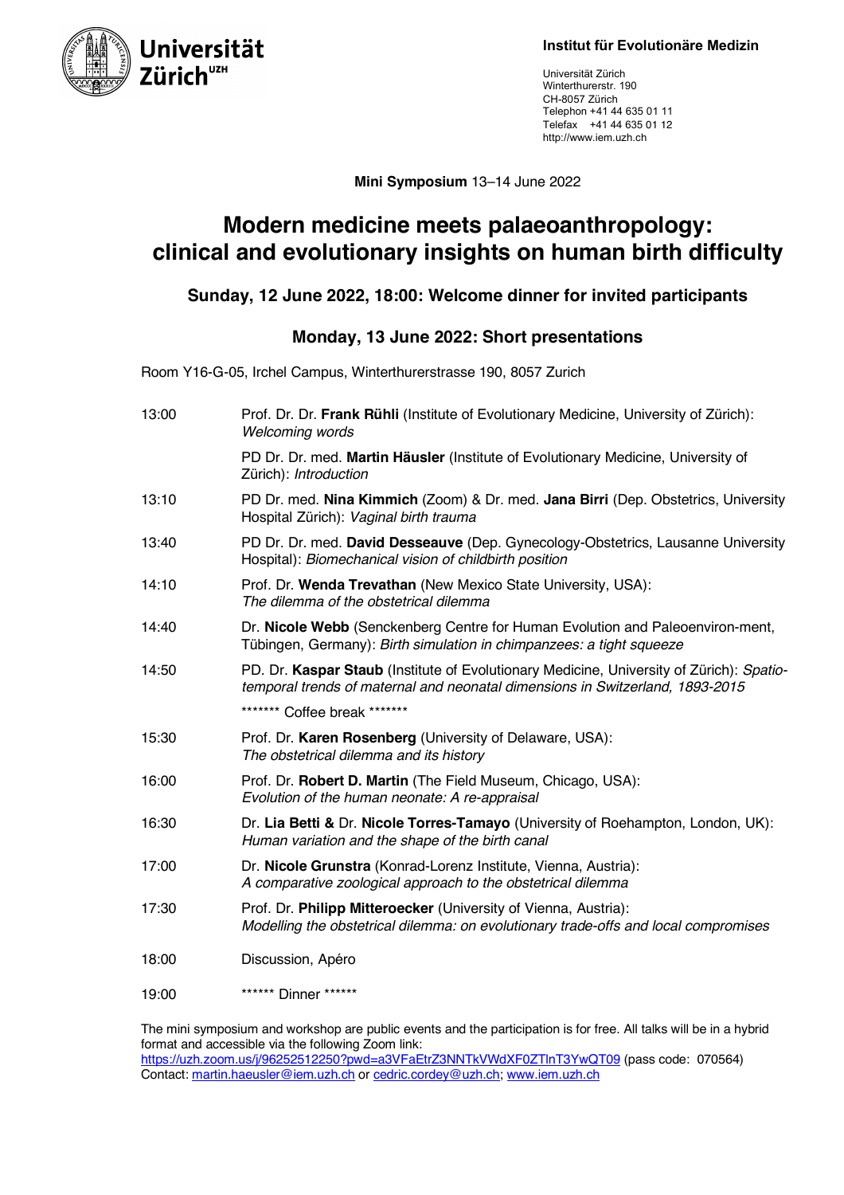**Universität Zürich**[UZH]

**Institut für Evolutionäre Medizin**

Universität Zürich
Winterthurerstr. 190
CH-8057 Zürich
Telephon +41 44 635 01 11
Telefax +41 44 635 01 12
http://www.iem.uzh.ch

**Mini Symposium** 13–14 June 2022

# Modern medicine meets palaeoanthropology: clinical and evolutionary insights on human birth difficulty

### Sunday, 12 June 2022, 18:00: Welcome dinner for invited participants

### Monday, 13 June 2022: Short presentations

Room Y16-G-05, Irchel Campus, Winterthurerstrasse 190, 8057 Zurich

| | |
|---|---|
| 13:00 | Prof. Dr. Dr. **Frank Rühli** (Institute of Evolutionary Medicine, University of Zürich): *Welcoming words* |
| | PD Dr. Dr. med. **Martin Häusler** (Institute of Evolutionary Medicine, University of Zürich): *Introduction* |
| 13:10 | PD Dr. med. **Nina Kimmich** (Zoom) & Dr. med. **Jana Birri** (Dep. Obstetrics, University Hospital Zürich): *Vaginal birth trauma* |
| 13:40 | PD Dr. Dr. med. **David Desseauve** (Dep. Gynecology-Obstetrics, Lausanne University Hospital): *Biomechanical vision of childbirth position* |
| 14:10 | Prof. Dr. **Wenda Trevathan** (New Mexico State University, USA): *The dilemma of the obstetrical dilemma* |
| 14:40 | Dr. **Nicole Webb** (Senckenberg Centre for Human Evolution and Paleoenviron-ment, Tübingen, Germany): *Birth simulation in chimpanzees: a tight squeeze* |
| 14:50 | PD. Dr. **Kaspar Staub** (Institute of Evolutionary Medicine, University of Zürich): *Spatio-temporal trends of maternal and neonatal dimensions in Switzerland, 1893-2015* |
| | ******* Coffee break ******* |
| 15:30 | Prof. Dr. **Karen Rosenberg** (University of Delaware, USA): *The obstetrical dilemma and its history* |
| 16:00 | Prof. Dr. **Robert D. Martin** (The Field Museum, Chicago, USA): *Evolution of the human neonate: A re-appraisal* |
| 16:30 | Dr. **Lia Betti &** Dr. **Nicole Torres-Tamayo** (University of Roehampton, London, UK): *Human variation and the shape of the birth canal* |
| 17:00 | Dr. **Nicole Grunstra** (Konrad-Lorenz Institute, Vienna, Austria): *A comparative zoological approach to the obstetrical dilemma* |
| 17:30 | Prof. Dr. **Philipp Mitteroecker** (University of Vienna, Austria): *Modelling the obstetrical dilemma: on evolutionary trade-offs and local compromises* |
| 18:00 | Discussion, Apéro |
| 19:00 | ****** Dinner ****** |

The mini symposium and workshop are public events and the participation is for free. All talks will be in a hybrid format and accessible via the following Zoom link:
https://uzh.zoom.us/j/96252512250?pwd=a3VFaEtrZ3NNTkVWdXF0ZTlnT3YwQT09 (pass code: 070564)
Contact: martin.haeusler@iem.uzh.ch or cedric.cordey@uzh.ch; www.iem.uzh.ch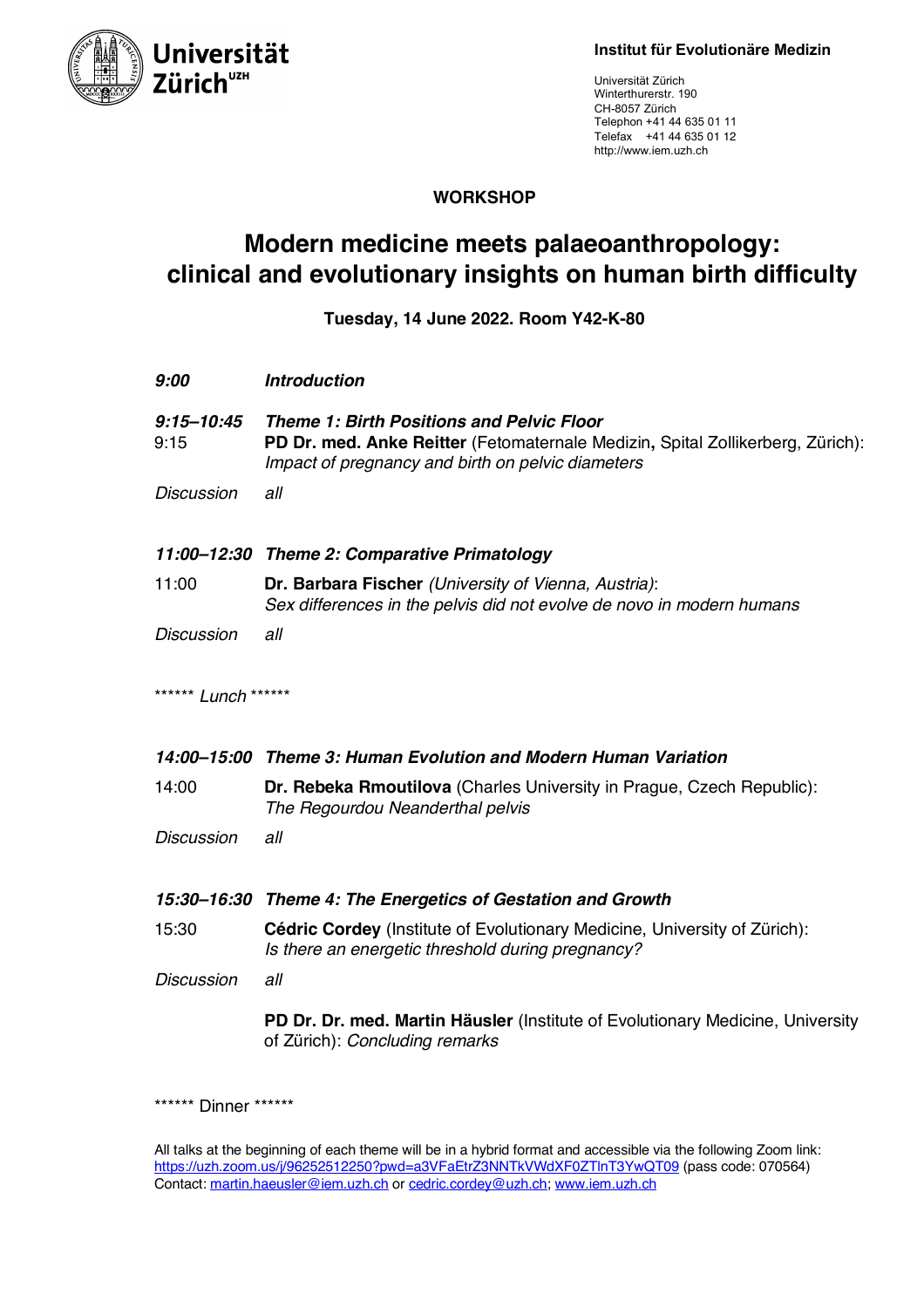Universität Zürich[UZH]

**Institut für Evolutionäre Medizin**

Universität Zürich
Winterthurerstr. 190
CH-8057 Zürich
Telephon +41 44 635 01 11
Telefax +41 44 635 01 12
http://www.iem.uzh.ch

**WORKSHOP**

# Modern medicine meets palaeoanthropology: clinical and evolutionary insights on human birth difficulty

**Tuesday, 14 June 2022. Room Y42-K-80**

***9:00*** ***Introduction***

***9:15–10:45*** ***Theme 1: Birth Positions and Pelvic Floor***

9:15 **PD Dr. med. Anke Reitter** (Fetomaternale Medizin**,** Spital Zollikerberg, Zürich): *Impact of pregnancy and birth on pelvic diameters*

*Discussion* *all*

***11:00–12:30*** ***Theme 2: Comparative Primatology***

11:00 **Dr. Barbara Fischer** *(University of Vienna, Austria)*: *Sex differences in the pelvis did not evolve de novo in modern humans*

*Discussion* *all*

****** *Lunch* ******

***14:00–15:00*** ***Theme 3: Human Evolution and Modern Human Variation***

14:00 **Dr. Rebeka Rmoutilova** (Charles University in Prague, Czech Republic): *The Regourdou Neanderthal pelvis*

*Discussion* *all*

***15:30–16:30*** ***Theme 4: The Energetics of Gestation and Growth***

15:30 **Cédric Cordey** (Institute of Evolutionary Medicine, University of Zürich): *Is there an energetic threshold during pregnancy?*

*Discussion* *all*

**PD Dr. Dr. med. Martin Häusler** (Institute of Evolutionary Medicine, University of Zürich): *Concluding remarks*

****** Dinner ******

All talks at the beginning of each theme will be in a hybrid format and accessible via the following Zoom link: https://uzh.zoom.us/j/96252512250?pwd=a3VFaEtrZ3NNTkVWdXF0ZTlnT3YwQT09 (pass code: 070564)
Contact: martin.haeusler@iem.uzh.ch or cedric.cordey@uzh.ch; www.iem.uzh.ch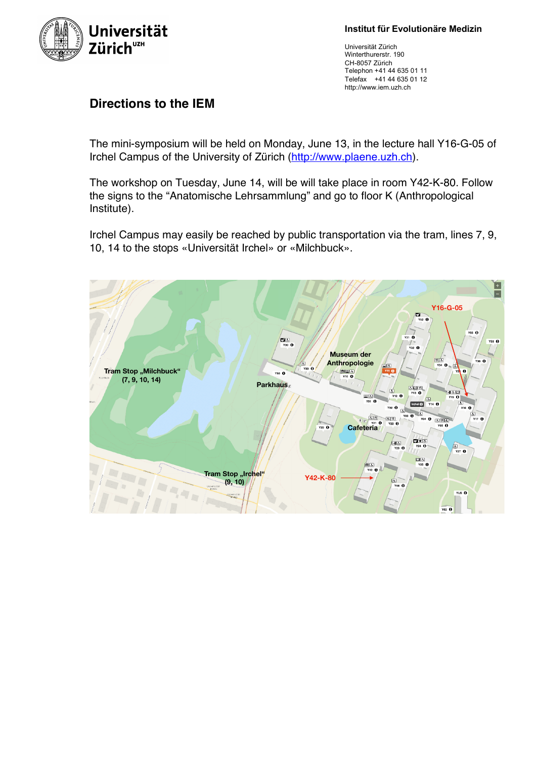**Universität Zürich**[UZH]

**Institut für Evolutionäre Medizin**

Universität Zürich
Winterthurerstr. 190
CH-8057 Zürich
Telephon +41 44 635 01 11
Telefax +41 44 635 01 12
http://www.iem.uzh.ch

## Directions to the IEM

The mini-symposium will be held on Monday, June 13, in the lecture hall Y16-G-05 of Irchel Campus of the University of Zürich (http://www.plaene.uzh.ch).

The workshop on Tuesday, June 14, will be will take place in room Y42-K-80. Follow the signs to the "Anatomische Lehrsammlung" and go to floor K (Anthropological Institute).

Irchel Campus may easily be reached by public transportation via the tram, lines 7, 9, 10, 14 to the stops «Universität Irchel» or «Milchbuck».

Y16-G-05

Museum der Anthropologie

Tram Stop „Milchbuck" (7, 9, 10, 14)

Parkhaus

Cafeteria

Tram Stop „Irchel" (9, 10)

Y42-K-80